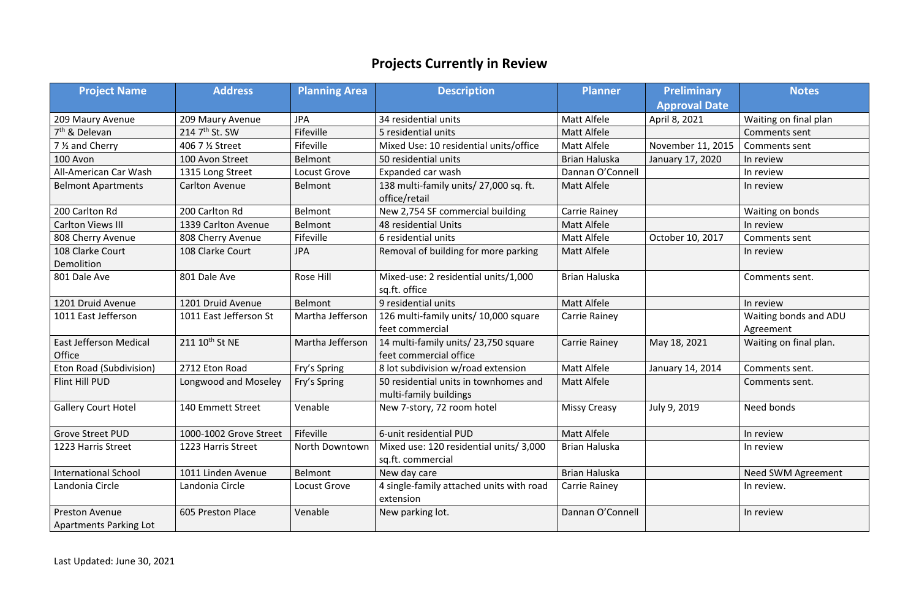# Projects Currently in Review

| Project Name | Address | Planning Area | Description | Planner | Preliminary Approval Date | Notes |
|---|---|---|---|---|---|---|
| 209 Maury Avenue | 209 Maury Avenue | JPA | 34 residential units | Matt Alfele | April 8, 2021 | Waiting on final plan |
| 7th & Delevan | 214 7th St. SW | Fifeville | 5 residential units | Matt Alfele | | Comments sent |
| 7 ½ and Cherry | 406 7 ½ Street | Fifeville | Mixed Use: 10 residential units/office | Matt Alfele | November 11, 2015 | Comments sent |
| 100 Avon | 100 Avon Street | Belmont | 50 residential units | Brian Haluska | January 17, 2020 | In review |
| All-American Car Wash | 1315 Long Street | Locust Grove | Expanded car wash | Dannan O'Connell | | In review |
| Belmont Apartments | Carlton Avenue | Belmont | 138 multi-family units/ 27,000 sq. ft. office/retail | Matt Alfele | | In review |
| 200 Carlton Rd | 200 Carlton Rd | Belmont | New 2,754 SF commercial building | Carrie Rainey | | Waiting on bonds |
| Carlton Views III | 1339 Carlton Avenue | Belmont | 48 residential Units | Matt Alfele | | In review |
| 808 Cherry Avenue | 808 Cherry Avenue | Fifeville | 6 residential units | Matt Alfele | October 10, 2017 | Comments sent |
| 108 Clarke Court Demolition | 108 Clarke Court | JPA | Removal of building for more parking | Matt Alfele | | In review |
| 801 Dale Ave | 801 Dale Ave | Rose Hill | Mixed-use: 2 residential units/1,000 sq.ft. office | Brian Haluska | | Comments sent. |
| 1201 Druid Avenue | 1201 Druid Avenue | Belmont | 9 residential units | Matt Alfele | | In review |
| 1011 East Jefferson | 1011 East Jefferson St | Martha Jefferson | 126 multi-family units/ 10,000 square feet commercial | Carrie Rainey | | Waiting bonds and ADU Agreement |
| East Jefferson Medical Office | 211 10th St NE | Martha Jefferson | 14 multi-family units/ 23,750 square feet commercial office | Carrie Rainey | May 18, 2021 | Waiting on final plan. |
| Eton Road (Subdivision) | 2712 Eton Road | Fry's Spring | 8 lot subdivision w/road extension | Matt Alfele | January 14, 2014 | Comments sent. |
| Flint Hill PUD | Longwood and Moseley | Fry's Spring | 50 residential units in townhomes and multi-family buildings | Matt Alfele | | Comments sent. |
| Gallery Court Hotel | 140 Emmett Street | Venable | New 7-story, 72 room hotel | Missy Creasy | July 9, 2019 | Need bonds |
| Grove Street PUD | 1000-1002 Grove Street | Fifeville | 6-unit residential PUD | Matt Alfele | | In review |
| 1223 Harris Street | 1223 Harris Street | North Downtown | Mixed use: 120 residential units/ 3,000 sq.ft. commercial | Brian Haluska | | In review |
| International School | 1011 Linden Avenue | Belmont | New day care | Brian Haluska | | Need SWM Agreement |
| Landonia Circle | Landonia Circle | Locust Grove | 4 single-family attached units with road extension | Carrie Rainey | | In review. |
| Preston Avenue Apartments Parking Lot | 605 Preston Place | Venable | New parking lot. | Dannan O'Connell | | In review |

Last Updated: June 30, 2021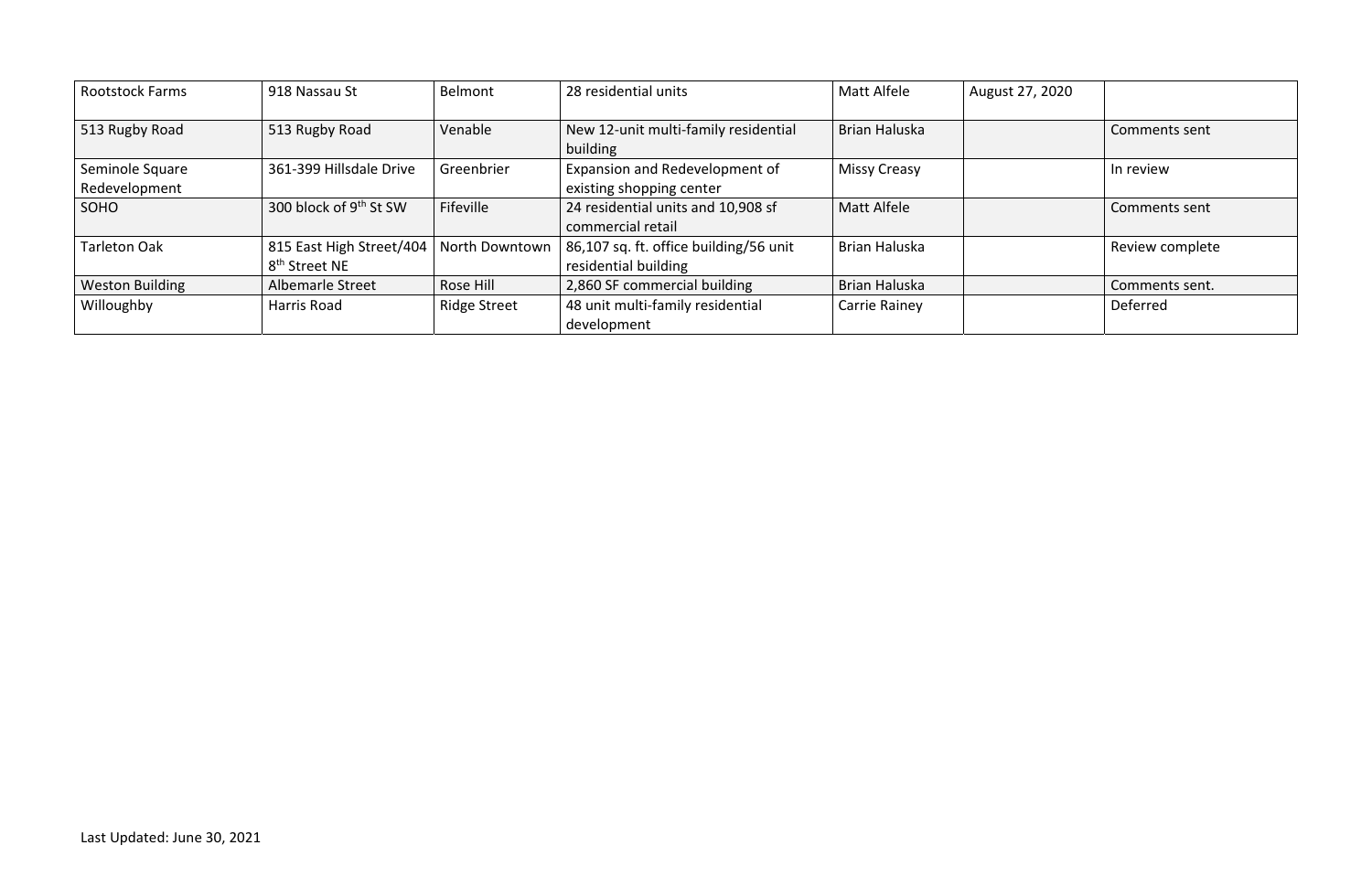| Rootstock Farms | 918 Nassau St | Belmont | 28 residential units | Matt Alfele | August 27, 2020 | |
|---|---|---|---|---|---|---|
| 513 Rugby Road | 513 Rugby Road | Venable | New 12-unit multi-family residential building | Brian Haluska | | Comments sent |
| Seminole Square Redevelopment | 361-399 Hillsdale Drive | Greenbrier | Expansion and Redevelopment of existing shopping center | Missy Creasy | | In review |
| SOHO | 300 block of 9th St SW | Fifeville | 24 residential units and 10,908 sf commercial retail | Matt Alfele | | Comments sent |
| Tarleton Oak | 815 East High Street/404 8th Street NE | North Downtown | 86,107 sq. ft. office building/56 unit residential building | Brian Haluska | | Review complete |
| Weston Building | Albemarle Street | Rose Hill | 2,860 SF commercial building | Brian Haluska | | Comments sent. |
| Willoughby | Harris Road | Ridge Street | 48 unit multi-family residential development | Carrie Rainey | | Deferred |

Last Updated: June 30, 2021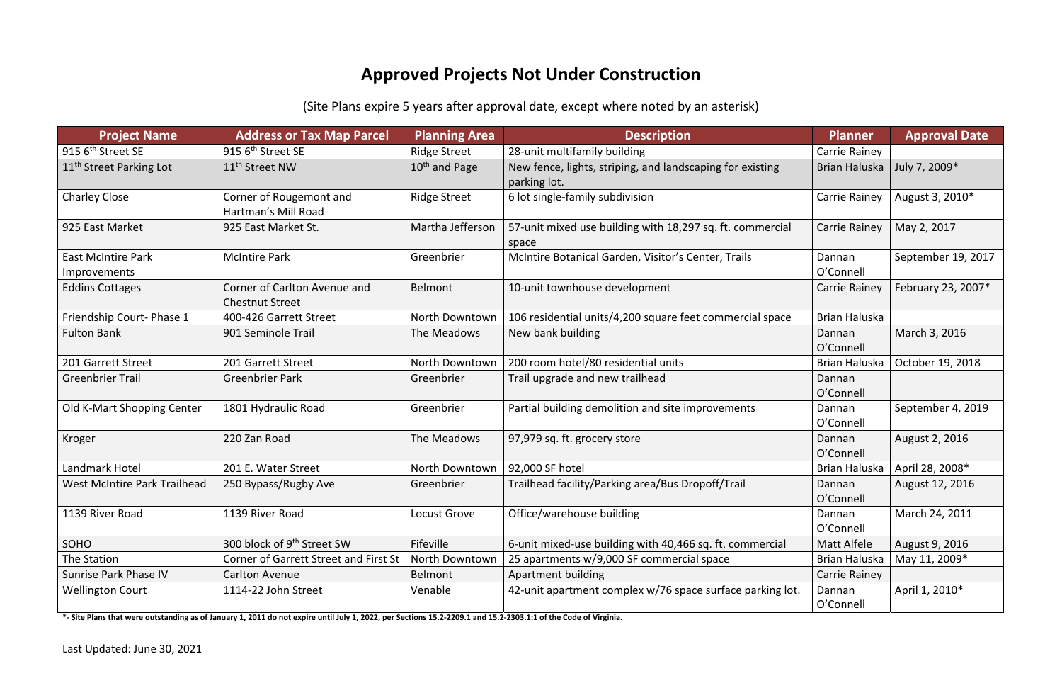# Approved Projects Not Under Construction

(Site Plans expire 5 years after approval date, except where noted by an asterisk)

| Project Name | Address or Tax Map Parcel | Planning Area | Description | Planner | Approval Date |
|---|---|---|---|---|---|
| 915 6th Street SE | 915 6th Street SE | Ridge Street | 28-unit multifamily building | Carrie Rainey | |
| 11th Street Parking Lot | 11th Street NW | 10th and Page | New fence, lights, striping, and landscaping for existing parking lot. | Brian Haluska | July 7, 2009* |
| Charley Close | Corner of Rougemont and Hartman's Mill Road | Ridge Street | 6 lot single-family subdivision | Carrie Rainey | August 3, 2010* |
| 925 East Market | 925 East Market St. | Martha Jefferson | 57-unit mixed use building with 18,297 sq. ft. commercial space | Carrie Rainey | May 2, 2017 |
| East McIntire Park Improvements | McIntire Park | Greenbrier | McIntire Botanical Garden, Visitor's Center, Trails | Dannan O'Connell | September 19, 2017 |
| Eddins Cottages | Corner of Carlton Avenue and Chestnut Street | Belmont | 10-unit townhouse development | Carrie Rainey | February 23, 2007* |
| Friendship Court- Phase 1 | 400-426 Garrett Street | North Downtown | 106 residential units/4,200 square feet commercial space | Brian Haluska | |
| Fulton Bank | 901 Seminole Trail | The Meadows | New bank building | Dannan O'Connell | March 3, 2016 |
| 201 Garrett Street | 201 Garrett Street | North Downtown | 200 room hotel/80 residential units | Brian Haluska | October 19, 2018 |
| Greenbrier Trail | Greenbrier Park | Greenbrier | Trail upgrade and new trailhead | Dannan O'Connell | |
| Old K-Mart Shopping Center | 1801 Hydraulic Road | Greenbrier | Partial building demolition and site improvements | Dannan O'Connell | September 4, 2019 |
| Kroger | 220 Zan Road | The Meadows | 97,979 sq. ft. grocery store | Dannan O'Connell | August 2, 2016 |
| Landmark Hotel | 201 E. Water Street | North Downtown | 92,000 SF hotel | Brian Haluska | April 28, 2008* |
| West McIntire Park Trailhead | 250 Bypass/Rugby Ave | Greenbrier | Trailhead facility/Parking area/Bus Dropoff/Trail | Dannan O'Connell | August 12, 2016 |
| 1139 River Road | 1139 River Road | Locust Grove | Office/warehouse building | Dannan O'Connell | March 24, 2011 |
| SOHO | 300 block of 9th Street SW | Fifeville | 6-unit mixed-use building with 40,466 sq. ft. commercial | Matt Alfele | August 9, 2016 |
| The Station | Corner of Garrett Street and First St | North Downtown | 25 apartments w/9,000 SF commercial space | Brian Haluska | May 11, 2009* |
| Sunrise Park Phase IV | Carlton Avenue | Belmont | Apartment building | Carrie Rainey | |
| Wellington Court | 1114-22 John Street | Venable | 42-unit apartment complex w/76 space surface parking lot. | Dannan O'Connell | April 1, 2010* |

**\*- Site Plans that were outstanding as of January 1, 2011 do not expire until July 1, 2022, per Sections 15.2-2209.1 and 15.2-2303.1:1 of the Code of Virginia.**

Last Updated: June 30, 2021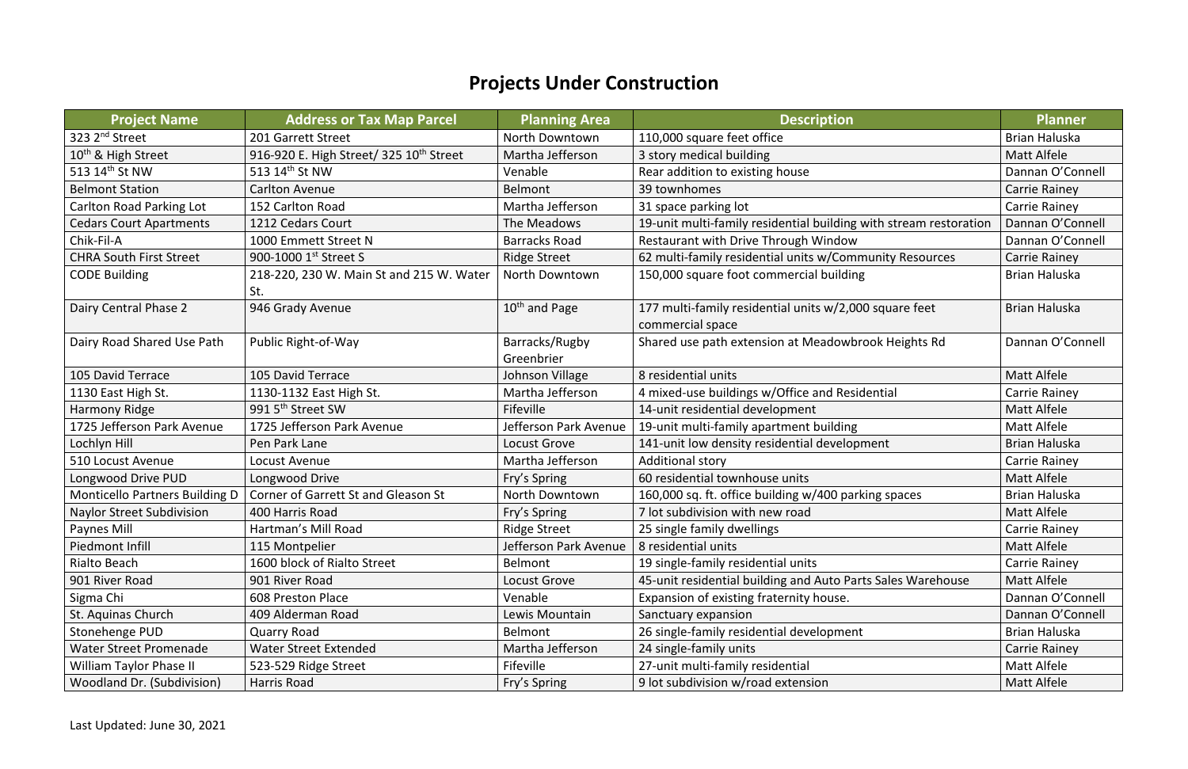# Projects Under Construction

| Project Name | Address or Tax Map Parcel | Planning Area | Description | Planner |
|---|---|---|---|---|
| 323 2nd Street | 201 Garrett Street | North Downtown | 110,000 square feet office | Brian Haluska |
| 10th & High Street | 916-920 E. High Street/ 325 10th Street | Martha Jefferson | 3 story medical building | Matt Alfele |
| 513 14th St NW | 513 14th St NW | Venable | Rear addition to existing house | Dannan O'Connell |
| Belmont Station | Carlton Avenue | Belmont | 39 townhomes | Carrie Rainey |
| Carlton Road Parking Lot | 152 Carlton Road | Martha Jefferson | 31 space parking lot | Carrie Rainey |
| Cedars Court Apartments | 1212 Cedars Court | The Meadows | 19-unit multi-family residential building with stream restoration | Dannan O'Connell |
| Chik-Fil-A | 1000 Emmett Street N | Barracks Road | Restaurant with Drive Through Window | Dannan O'Connell |
| CHRA South First Street | 900-1000 1st Street S | Ridge Street | 62 multi-family residential units w/Community Resources | Carrie Rainey |
| CODE Building | 218-220, 230 W. Main St and 215 W. Water St. | North Downtown | 150,000 square foot commercial building | Brian Haluska |
| Dairy Central Phase 2 | 946 Grady Avenue | 10th and Page | 177 multi-family residential units w/2,000 square feet commercial space | Brian Haluska |
| Dairy Road Shared Use Path | Public Right-of-Way | Barracks/Rugby Greenbrier | Shared use path extension at Meadowbrook Heights Rd | Dannan O'Connell |
| 105 David Terrace | 105 David Terrace | Johnson Village | 8 residential units | Matt Alfele |
| 1130 East High St. | 1130-1132 East High St. | Martha Jefferson | 4 mixed-use buildings w/Office and Residential | Carrie Rainey |
| Harmony Ridge | 991 5th Street SW | Fifeville | 14-unit residential development | Matt Alfele |
| 1725 Jefferson Park Avenue | 1725 Jefferson Park Avenue | Jefferson Park Avenue | 19-unit multi-family apartment building | Matt Alfele |
| Lochlyn Hill | Pen Park Lane | Locust Grove | 141-unit low density residential development | Brian Haluska |
| 510 Locust Avenue | Locust Avenue | Martha Jefferson | Additional story | Carrie Rainey |
| Longwood Drive PUD | Longwood Drive | Fry's Spring | 60 residential townhouse units | Matt Alfele |
| Monticello Partners Building D | Corner of Garrett St and Gleason St | North Downtown | 160,000 sq. ft. office building w/400 parking spaces | Brian Haluska |
| Naylor Street Subdivision | 400 Harris Road | Fry's Spring | 7 lot subdivision with new road | Matt Alfele |
| Paynes Mill | Hartman's Mill Road | Ridge Street | 25 single family dwellings | Carrie Rainey |
| Piedmont Infill | 115 Montpelier | Jefferson Park Avenue | 8 residential units | Matt Alfele |
| Rialto Beach | 1600 block of Rialto Street | Belmont | 19 single-family residential units | Carrie Rainey |
| 901 River Road | 901 River Road | Locust Grove | 45-unit residential building and Auto Parts Sales Warehouse | Matt Alfele |
| Sigma Chi | 608 Preston Place | Venable | Expansion of existing fraternity house. | Dannan O'Connell |
| St. Aquinas Church | 409 Alderman Road | Lewis Mountain | Sanctuary expansion | Dannan O'Connell |
| Stonehenge PUD | Quarry Road | Belmont | 26 single-family residential development | Brian Haluska |
| Water Street Promenade | Water Street Extended | Martha Jefferson | 24 single-family units | Carrie Rainey |
| William Taylor Phase II | 523-529 Ridge Street | Fifeville | 27-unit multi-family residential | Matt Alfele |
| Woodland Dr. (Subdivision) | Harris Road | Fry's Spring | 9 lot subdivision w/road extension | Matt Alfele |

Last Updated: June 30, 2021